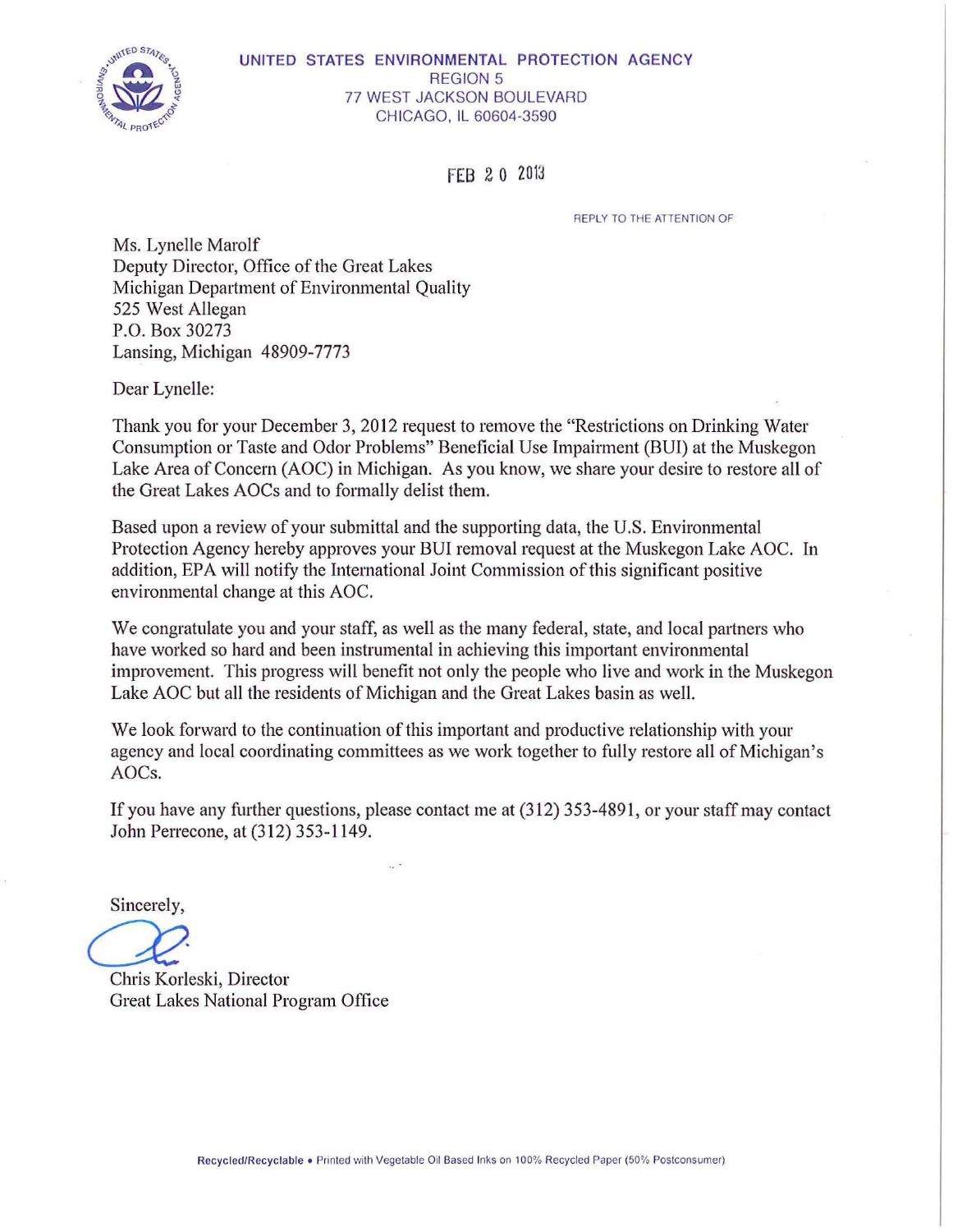UNITED STATES ENVIRONMENTAL PROTECTION AGENCY
REGION 5
77 WEST JACKSON BOULEVARD
CHICAGO, IL 60604-3590

FEB 20 2013

REPLY TO THE ATTENTION OF

Ms. Lynelle Marolf
Deputy Director, Office of the Great Lakes
Michigan Department of Environmental Quality
525 West Allegan
P.O. Box 30273
Lansing, Michigan 48909-7773

Dear Lynelle:

Thank you for your December 3, 2012 request to remove the "Restrictions on Drinking Water Consumption or Taste and Odor Problems" Beneficial Use Impairment (BUI) at the Muskegon Lake Area of Concern (AOC) in Michigan. As you know, we share your desire to restore all of the Great Lakes AOCs and to formally delist them.

Based upon a review of your submittal and the supporting data, the U.S. Environmental Protection Agency hereby approves your BUI removal request at the Muskegon Lake AOC. In addition, EPA will notify the International Joint Commission of this significant positive environmental change at this AOC.

We congratulate you and your staff, as well as the many federal, state, and local partners who have worked so hard and been instrumental in achieving this important environmental improvement. This progress will benefit not only the people who live and work in the Muskegon Lake AOC but all the residents of Michigan and the Great Lakes basin as well.

We look forward to the continuation of this important and productive relationship with your agency and local coordinating committees as we work together to fully restore all of Michigan's AOCs.

If you have any further questions, please contact me at (312) 353-4891, or your staff may contact John Perrecone, at (312) 353-1149.

Sincerely,

Chris Korleski, Director
Great Lakes National Program Office

Recycled/Recyclable • Printed with Vegetable Oil Based Inks on 100% Recycled Paper (50% Postconsumer)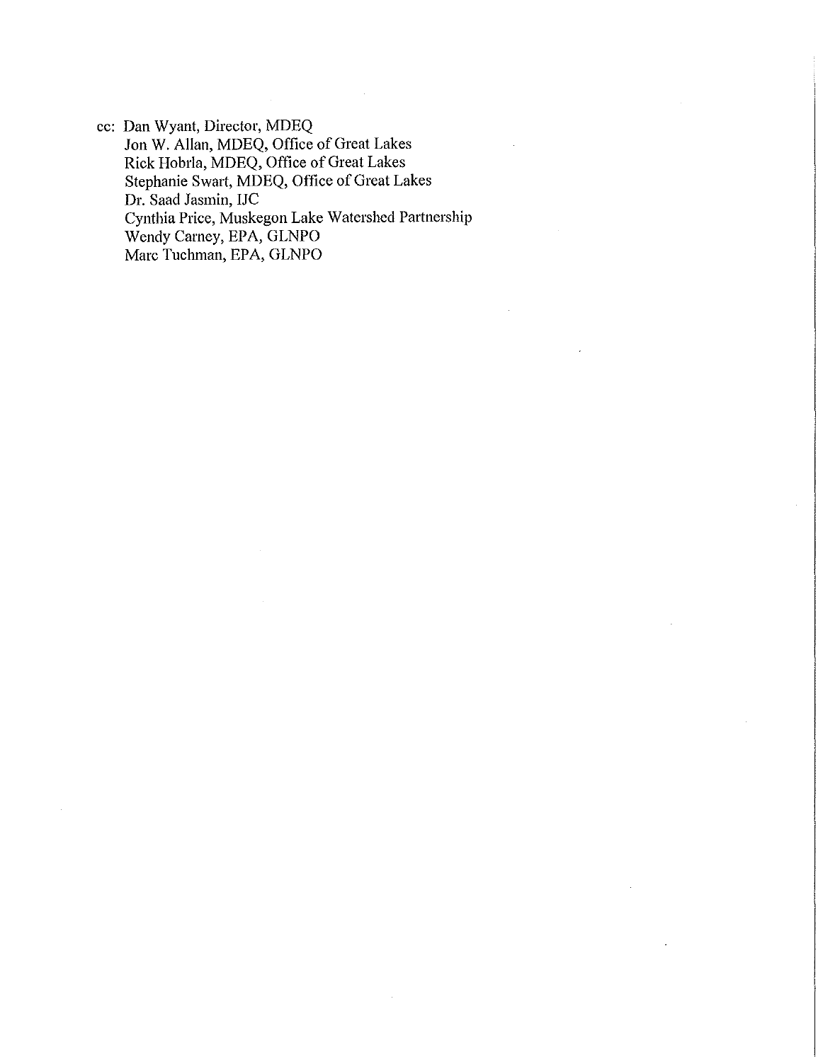cc: Dan Wyant, Director, MDEQ
Jon W. Allan, MDEQ, Office of Great Lakes
Rick Hobrla, MDEQ, Office of Great Lakes
Stephanie Swart, MDEQ, Office of Great Lakes
Dr. Saad Jasmin, IJC
Cynthia Price, Muskegon Lake Watershed Partnership
Wendy Carney, EPA, GLNPO
Marc Tuchman, EPA, GLNPO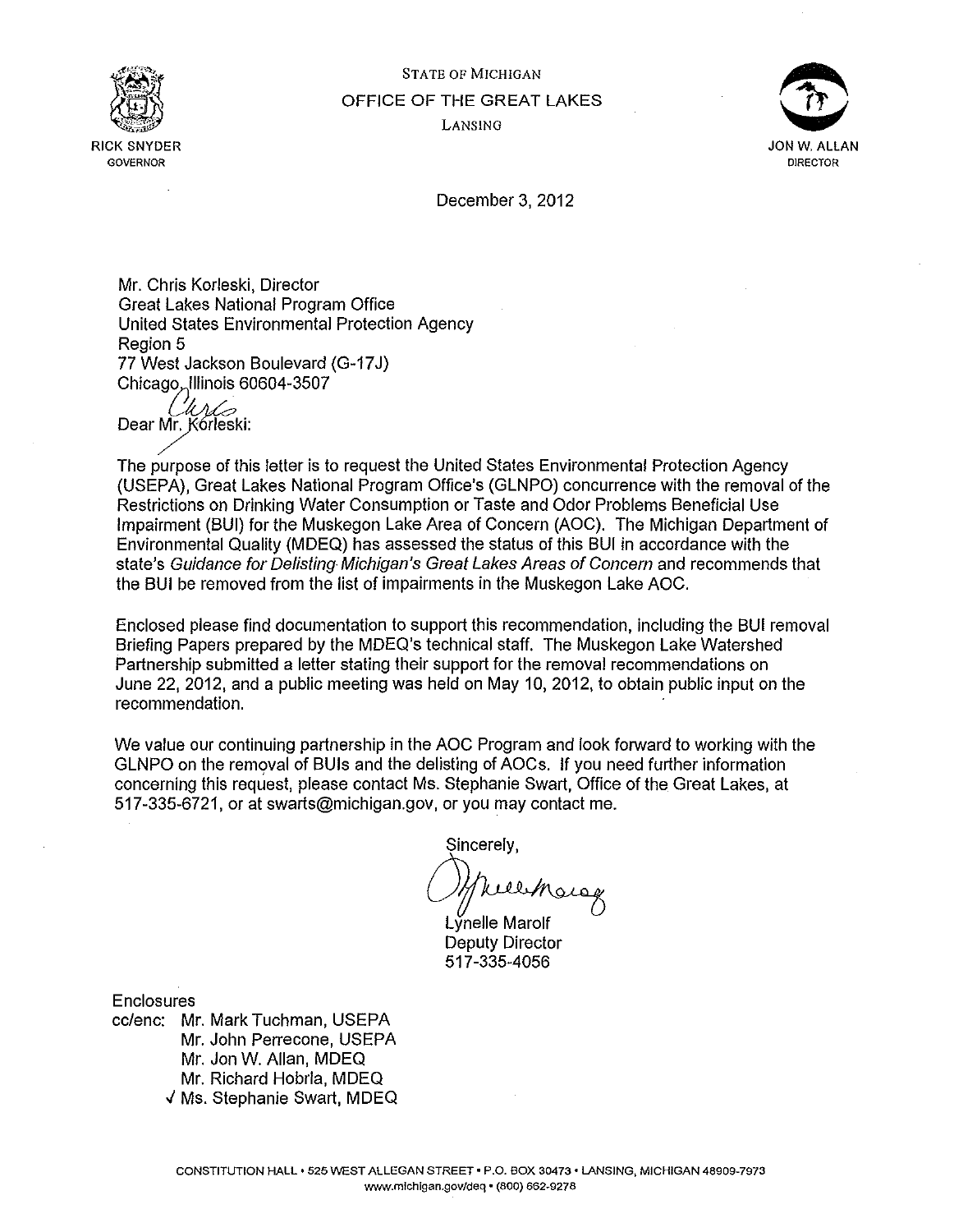RICK SNYDER
GOVERNOR

STATE OF MICHIGAN
OFFICE OF THE GREAT LAKES
LANSING

JON W. ALLAN
DIRECTOR

December 3, 2012

Mr. Chris Korleski, Director
Great Lakes National Program Office
United States Environmental Protection Agency
Region 5
77 West Jackson Boulevard (G-17J)
Chicago, Illinois 60604-3507

Dear ~~Mr. Korleski~~ Chris:

The purpose of this letter is to request the United States Environmental Protection Agency (USEPA), Great Lakes National Program Office's (GLNPO) concurrence with the removal of the Restrictions on Drinking Water Consumption or Taste and Odor Problems Beneficial Use Impairment (BUI) for the Muskegon Lake Area of Concern (AOC). The Michigan Department of Environmental Quality (MDEQ) has assessed the status of this BUI in accordance with the state's *Guidance for Delisting Michigan's Great Lakes Areas of Concern* and recommends that the BUI be removed from the list of impairments in the Muskegon Lake AOC.

Enclosed please find documentation to support this recommendation, including the BUI removal Briefing Papers prepared by the MDEQ's technical staff. The Muskegon Lake Watershed Partnership submitted a letter stating their support for the removal recommendations on June 22, 2012, and a public meeting was held on May 10, 2012, to obtain public input on the recommendation.

We value our continuing partnership in the AOC Program and look forward to working with the GLNPO on the removal of BUIs and the delisting of AOCs. If you need further information concerning this request, please contact Ms. Stephanie Swart, Office of the Great Lakes, at 517-335-6721, or at swarts@michigan.gov, or you may contact me.

Sincerely,

Lynelle Marolf
Deputy Director
517-335-4056

Enclosures
cc/enc: Mr. Mark Tuchman, USEPA
Mr. John Perrecone, USEPA
Mr. Jon W. Allan, MDEQ
Mr. Richard Hobrla, MDEQ
✓ Ms. Stephanie Swart, MDEQ

CONSTITUTION HALL • 525 WEST ALLEGAN STREET • P.O. BOX 30473 • LANSING, MICHIGAN 48909-7973
www.michigan.gov/deq • (800) 662-9278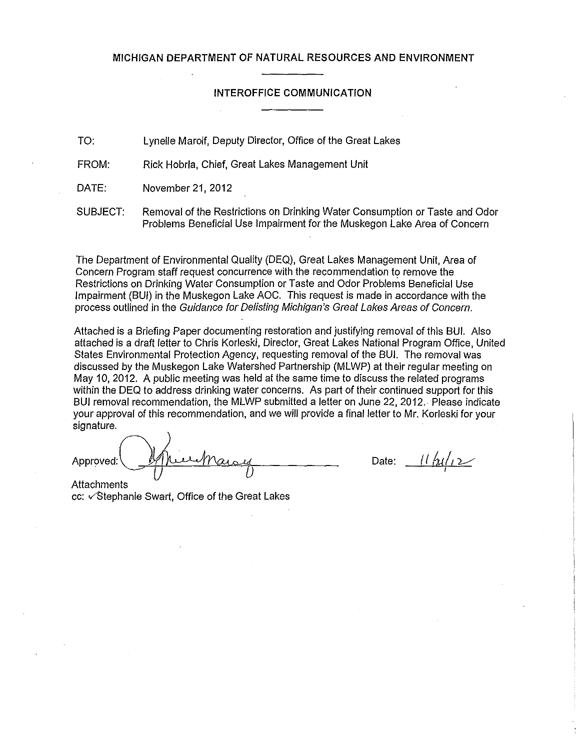# MICHIGAN DEPARTMENT OF NATURAL RESOURCES AND ENVIRONMENT

## INTEROFFICE COMMUNICATION

TO: Lynelle Maroif, Deputy Director, Office of the Great Lakes

FROM: Rick Hobrla, Chief, Great Lakes Management Unit

DATE: November 21, 2012

SUBJECT: Removal of the Restrictions on Drinking Water Consumption or Taste and Odor Problems Beneficial Use Impairment for the Muskegon Lake Area of Concern

The Department of Environmental Quality (DEQ), Great Lakes Management Unit, Area of Concern Program staff request concurrence with the recommendation to remove the Restrictions on Drinking Water Consumption or Taste and Odor Problems Beneficial Use Impairment (BUI) in the Muskegon Lake AOC. This request is made in accordance with the process outlined in the *Guidance for Delisting Michigan's Great Lakes Areas of Concern*.

Attached is a Briefing Paper documenting restoration and justifying removal of this BUI. Also attached is a draft letter to Chris Korleski, Director, Great Lakes National Program Office, United States Environmental Protection Agency, requesting removal of the BUI. The removal was discussed by the Muskegon Lake Watershed Partnership (MLWP) at their regular meeting on May 10, 2012. A public meeting was held at the same time to discuss the related programs within the DEQ to address drinking water concerns. As part of their continued support for this BUI removal recommendation, the MLWP submitted a letter on June 22, 2012. Please indicate your approval of this recommendation, and we will provide a final letter to Mr. Korleski for your signature.

Approved: *[signature]* Date: 11/21/12

Attachments

cc: ✓Stephanie Swart, Office of the Great Lakes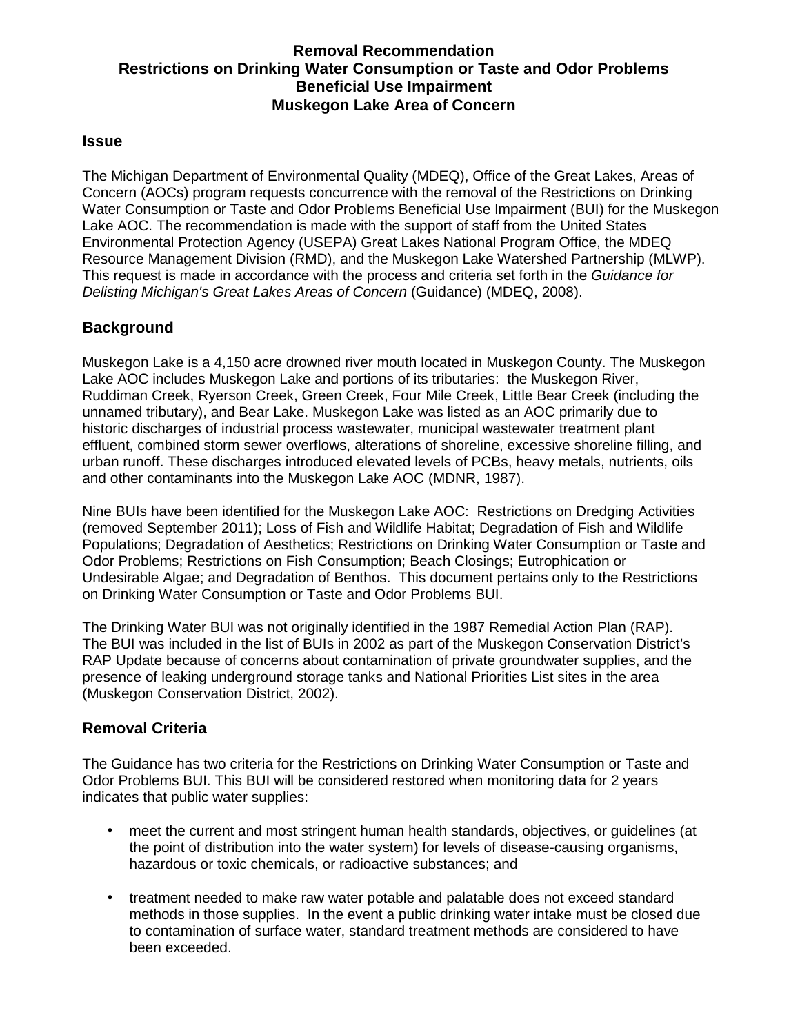**Removal Recommendation**
**Restrictions on Drinking Water Consumption or Taste and Odor Problems**
**Beneficial Use Impairment**
**Muskegon Lake Area of Concern**

## Issue

The Michigan Department of Environmental Quality (MDEQ), Office of the Great Lakes, Areas of Concern (AOCs) program requests concurrence with the removal of the Restrictions on Drinking Water Consumption or Taste and Odor Problems Beneficial Use Impairment (BUI) for the Muskegon Lake AOC. The recommendation is made with the support of staff from the United States Environmental Protection Agency (USEPA) Great Lakes National Program Office, the MDEQ Resource Management Division (RMD), and the Muskegon Lake Watershed Partnership (MLWP). This request is made in accordance with the process and criteria set forth in the *Guidance for Delisting Michigan's Great Lakes Areas of Concern* (Guidance) (MDEQ, 2008).

## Background

Muskegon Lake is a 4,150 acre drowned river mouth located in Muskegon County. The Muskegon Lake AOC includes Muskegon Lake and portions of its tributaries: the Muskegon River, Ruddiman Creek, Ryerson Creek, Green Creek, Four Mile Creek, Little Bear Creek (including the unnamed tributary), and Bear Lake. Muskegon Lake was listed as an AOC primarily due to historic discharges of industrial process wastewater, municipal wastewater treatment plant effluent, combined storm sewer overflows, alterations of shoreline, excessive shoreline filling, and urban runoff. These discharges introduced elevated levels of PCBs, heavy metals, nutrients, oils and other contaminants into the Muskegon Lake AOC (MDNR, 1987).

Nine BUIs have been identified for the Muskegon Lake AOC: Restrictions on Dredging Activities (removed September 2011); Loss of Fish and Wildlife Habitat; Degradation of Fish and Wildlife Populations; Degradation of Aesthetics; Restrictions on Drinking Water Consumption or Taste and Odor Problems; Restrictions on Fish Consumption; Beach Closings; Eutrophication or Undesirable Algae; and Degradation of Benthos. This document pertains only to the Restrictions on Drinking Water Consumption or Taste and Odor Problems BUI.

The Drinking Water BUI was not originally identified in the 1987 Remedial Action Plan (RAP). The BUI was included in the list of BUIs in 2002 as part of the Muskegon Conservation District's RAP Update because of concerns about contamination of private groundwater supplies, and the presence of leaking underground storage tanks and National Priorities List sites in the area (Muskegon Conservation District, 2002).

## Removal Criteria

The Guidance has two criteria for the Restrictions on Drinking Water Consumption or Taste and Odor Problems BUI. This BUI will be considered restored when monitoring data for 2 years indicates that public water supplies:

- meet the current and most stringent human health standards, objectives, or guidelines (at the point of distribution into the water system) for levels of disease-causing organisms, hazardous or toxic chemicals, or radioactive substances; and
- treatment needed to make raw water potable and palatable does not exceed standard methods in those supplies. In the event a public drinking water intake must be closed due to contamination of surface water, standard treatment methods are considered to have been exceeded.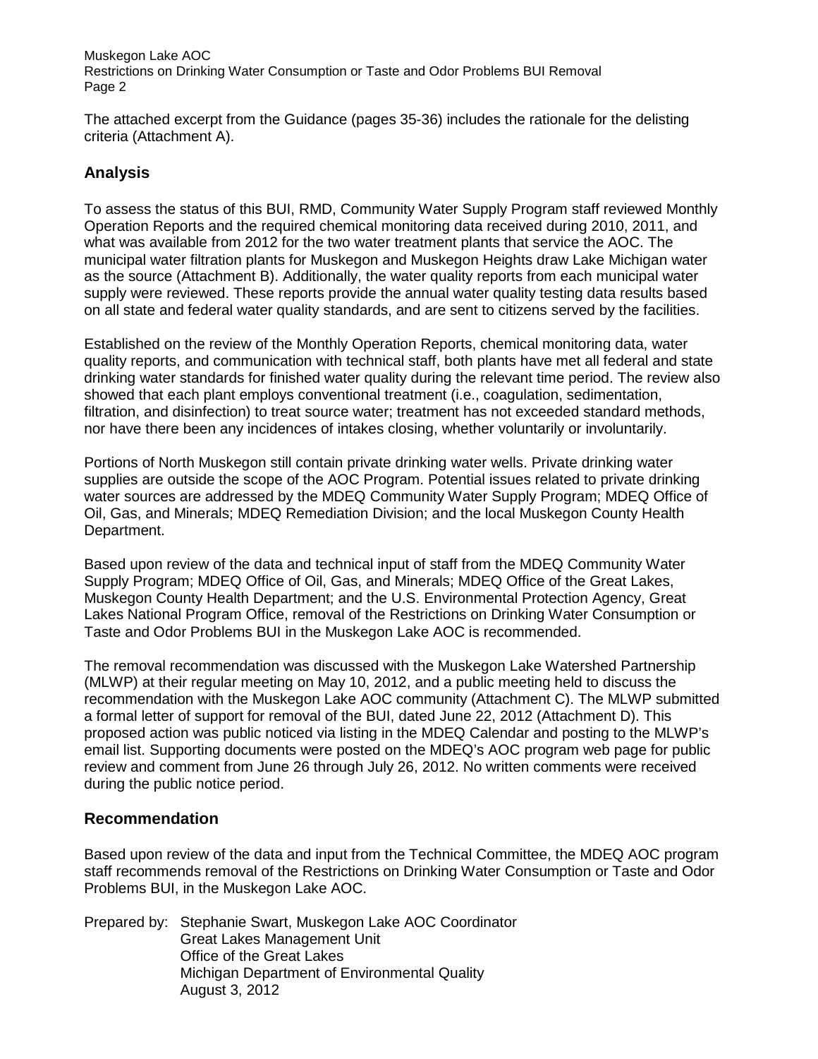The attached excerpt from the Guidance (pages 35-36) includes the rationale for the delisting criteria (Attachment A).

## Analysis

To assess the status of this BUI, RMD, Community Water Supply Program staff reviewed Monthly Operation Reports and the required chemical monitoring data received during 2010, 2011, and what was available from 2012 for the two water treatment plants that service the AOC. The municipal water filtration plants for Muskegon and Muskegon Heights draw Lake Michigan water as the source (Attachment B). Additionally, the water quality reports from each municipal water supply were reviewed. These reports provide the annual water quality testing data results based on all state and federal water quality standards, and are sent to citizens served by the facilities.

Established on the review of the Monthly Operation Reports, chemical monitoring data, water quality reports, and communication with technical staff, both plants have met all federal and state drinking water standards for finished water quality during the relevant time period. The review also showed that each plant employs conventional treatment (i.e., coagulation, sedimentation, filtration, and disinfection) to treat source water; treatment has not exceeded standard methods, nor have there been any incidences of intakes closing, whether voluntarily or involuntarily.

Portions of North Muskegon still contain private drinking water wells. Private drinking water supplies are outside the scope of the AOC Program. Potential issues related to private drinking water sources are addressed by the MDEQ Community Water Supply Program; MDEQ Office of Oil, Gas, and Minerals; MDEQ Remediation Division; and the local Muskegon County Health Department.

Based upon review of the data and technical input of staff from the MDEQ Community Water Supply Program; MDEQ Office of Oil, Gas, and Minerals; MDEQ Office of the Great Lakes, Muskegon County Health Department; and the U.S. Environmental Protection Agency, Great Lakes National Program Office, removal of the Restrictions on Drinking Water Consumption or Taste and Odor Problems BUI in the Muskegon Lake AOC is recommended.

The removal recommendation was discussed with the Muskegon Lake Watershed Partnership (MLWP) at their regular meeting on May 10, 2012, and a public meeting held to discuss the recommendation with the Muskegon Lake AOC community (Attachment C). The MLWP submitted a formal letter of support for removal of the BUI, dated June 22, 2012 (Attachment D). This proposed action was public noticed via listing in the MDEQ Calendar and posting to the MLWP's email list. Supporting documents were posted on the MDEQ's AOC program web page for public review and comment from June 26 through July 26, 2012. No written comments were received during the public notice period.

## Recommendation

Based upon review of the data and input from the Technical Committee, the MDEQ AOC program staff recommends removal of the Restrictions on Drinking Water Consumption or Taste and Odor Problems BUI, in the Muskegon Lake AOC.

Prepared by: Stephanie Swart, Muskegon Lake AOC Coordinator
Great Lakes Management Unit
Office of the Great Lakes
Michigan Department of Environmental Quality
August 3, 2012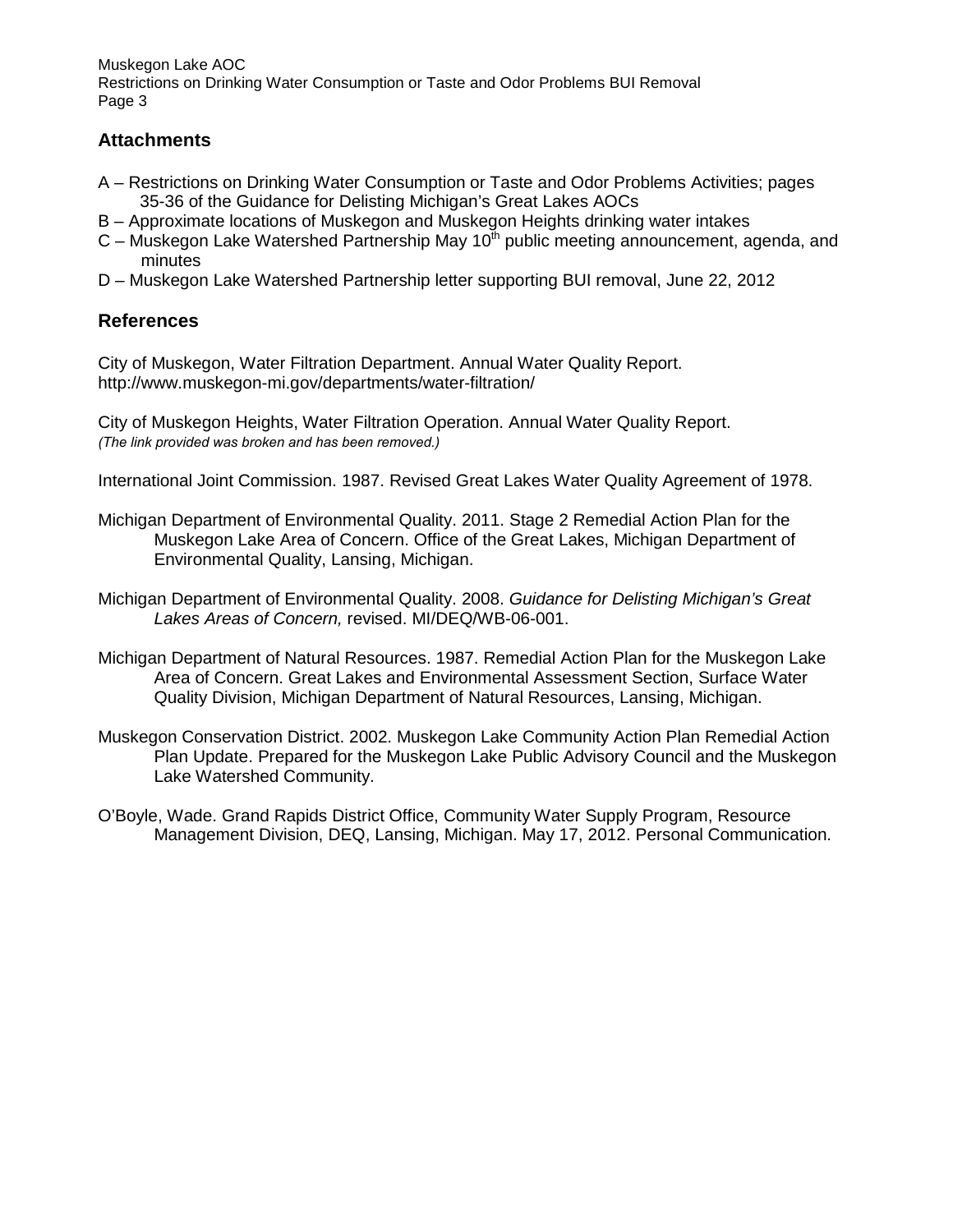## Attachments

A – Restrictions on Drinking Water Consumption or Taste and Odor Problems Activities; pages 35-36 of the Guidance for Delisting Michigan's Great Lakes AOCs

B – Approximate locations of Muskegon and Muskegon Heights drinking water intakes

C – Muskegon Lake Watershed Partnership May 10th public meeting announcement, agenda, and minutes

D – Muskegon Lake Watershed Partnership letter supporting BUI removal, June 22, 2012

## References

City of Muskegon, Water Filtration Department. Annual Water Quality Report. http://www.muskegon-mi.gov/departments/water-filtration/

City of Muskegon Heights, Water Filtration Operation. Annual Water Quality Report.
*(The link provided was broken and has been removed.)*

International Joint Commission. 1987. Revised Great Lakes Water Quality Agreement of 1978.

Michigan Department of Environmental Quality. 2011. Stage 2 Remedial Action Plan for the Muskegon Lake Area of Concern. Office of the Great Lakes, Michigan Department of Environmental Quality, Lansing, Michigan.

Michigan Department of Environmental Quality. 2008. *Guidance for Delisting Michigan's Great Lakes Areas of Concern,* revised. MI/DEQ/WB-06-001.

Michigan Department of Natural Resources. 1987. Remedial Action Plan for the Muskegon Lake Area of Concern. Great Lakes and Environmental Assessment Section, Surface Water Quality Division, Michigan Department of Natural Resources, Lansing, Michigan.

Muskegon Conservation District. 2002. Muskegon Lake Community Action Plan Remedial Action Plan Update. Prepared for the Muskegon Lake Public Advisory Council and the Muskegon Lake Watershed Community.

O'Boyle, Wade. Grand Rapids District Office, Community Water Supply Program, Resource Management Division, DEQ, Lansing, Michigan. May 17, 2012. Personal Communication.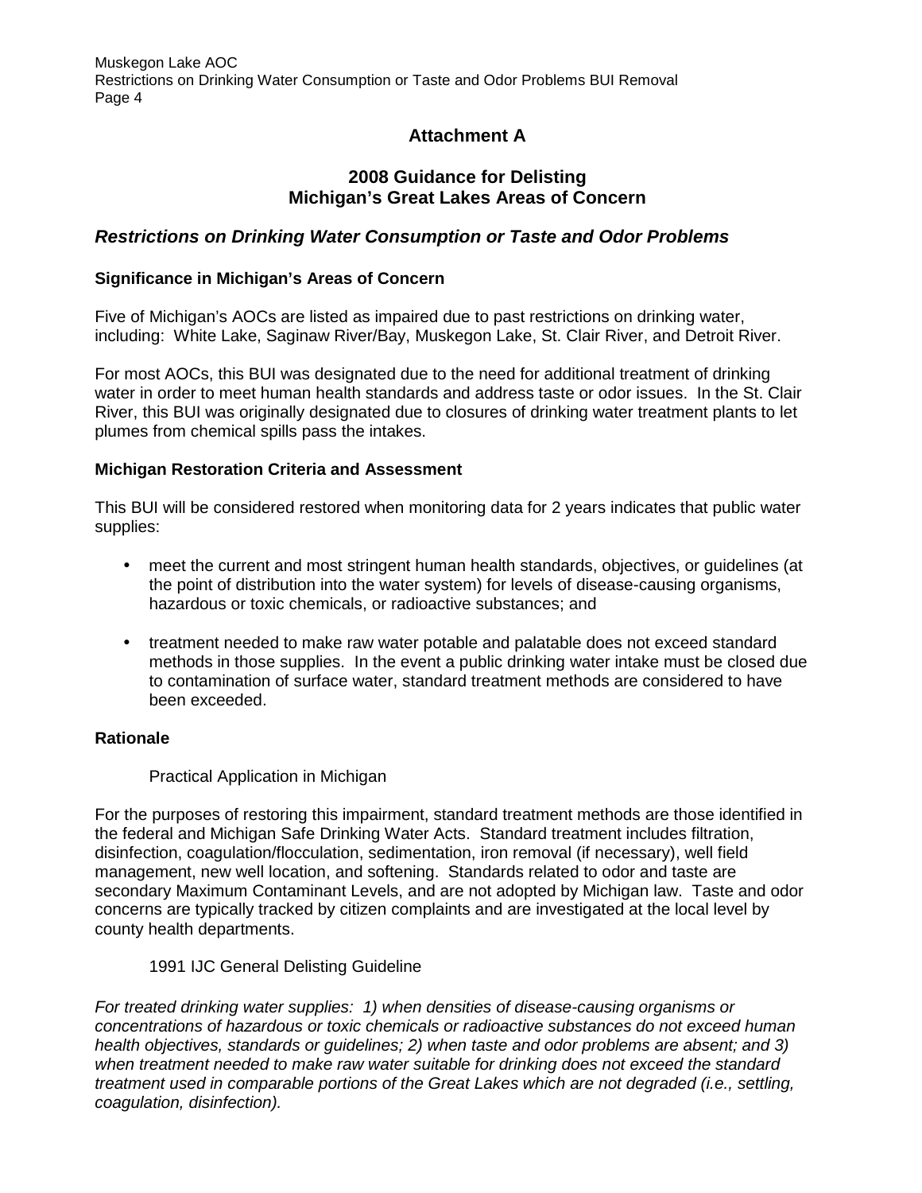## Attachment A

## 2008 Guidance for Delisting Michigan's Great Lakes Areas of Concern

### *Restrictions on Drinking Water Consumption or Taste and Odor Problems*

**Significance in Michigan's Areas of Concern**

Five of Michigan's AOCs are listed as impaired due to past restrictions on drinking water, including: White Lake, Saginaw River/Bay, Muskegon Lake, St. Clair River, and Detroit River.

For most AOCs, this BUI was designated due to the need for additional treatment of drinking water in order to meet human health standards and address taste or odor issues. In the St. Clair River, this BUI was originally designated due to closures of drinking water treatment plants to let plumes from chemical spills pass the intakes.

**Michigan Restoration Criteria and Assessment**

This BUI will be considered restored when monitoring data for 2 years indicates that public water supplies:

- meet the current and most stringent human health standards, objectives, or guidelines (at the point of distribution into the water system) for levels of disease-causing organisms, hazardous or toxic chemicals, or radioactive substances; and
- treatment needed to make raw water potable and palatable does not exceed standard methods in those supplies. In the event a public drinking water intake must be closed due to contamination of surface water, standard treatment methods are considered to have been exceeded.

**Rationale**

Practical Application in Michigan

For the purposes of restoring this impairment, standard treatment methods are those identified in the federal and Michigan Safe Drinking Water Acts. Standard treatment includes filtration, disinfection, coagulation/flocculation, sedimentation, iron removal (if necessary), well field management, new well location, and softening. Standards related to odor and taste are secondary Maximum Contaminant Levels, and are not adopted by Michigan law. Taste and odor concerns are typically tracked by citizen complaints and are investigated at the local level by county health departments.

1991 IJC General Delisting Guideline

*For treated drinking water supplies: 1) when densities of disease-causing organisms or concentrations of hazardous or toxic chemicals or radioactive substances do not exceed human health objectives, standards or guidelines; 2) when taste and odor problems are absent; and 3) when treatment needed to make raw water suitable for drinking does not exceed the standard treatment used in comparable portions of the Great Lakes which are not degraded (i.e., settling, coagulation, disinfection).*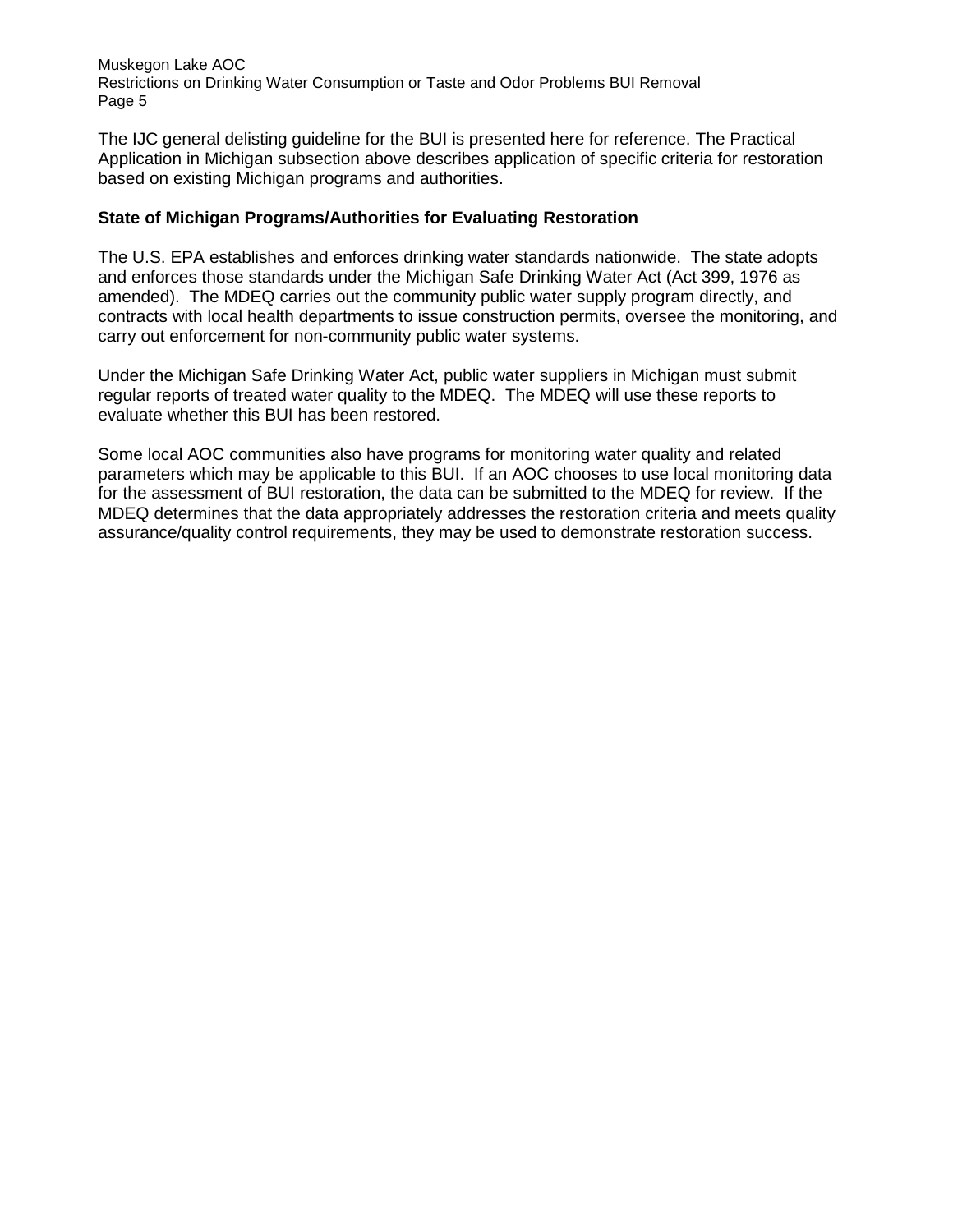The IJC general delisting guideline for the BUI is presented here for reference. The Practical Application in Michigan subsection above describes application of specific criteria for restoration based on existing Michigan programs and authorities.

**State of Michigan Programs/Authorities for Evaluating Restoration**

The U.S. EPA establishes and enforces drinking water standards nationwide. The state adopts and enforces those standards under the Michigan Safe Drinking Water Act (Act 399, 1976 as amended). The MDEQ carries out the community public water supply program directly, and contracts with local health departments to issue construction permits, oversee the monitoring, and carry out enforcement for non-community public water systems.

Under the Michigan Safe Drinking Water Act, public water suppliers in Michigan must submit regular reports of treated water quality to the MDEQ. The MDEQ will use these reports to evaluate whether this BUI has been restored.

Some local AOC communities also have programs for monitoring water quality and related parameters which may be applicable to this BUI. If an AOC chooses to use local monitoring data for the assessment of BUI restoration, the data can be submitted to the MDEQ for review. If the MDEQ determines that the data appropriately addresses the restoration criteria and meets quality assurance/quality control requirements, they may be used to demonstrate restoration success.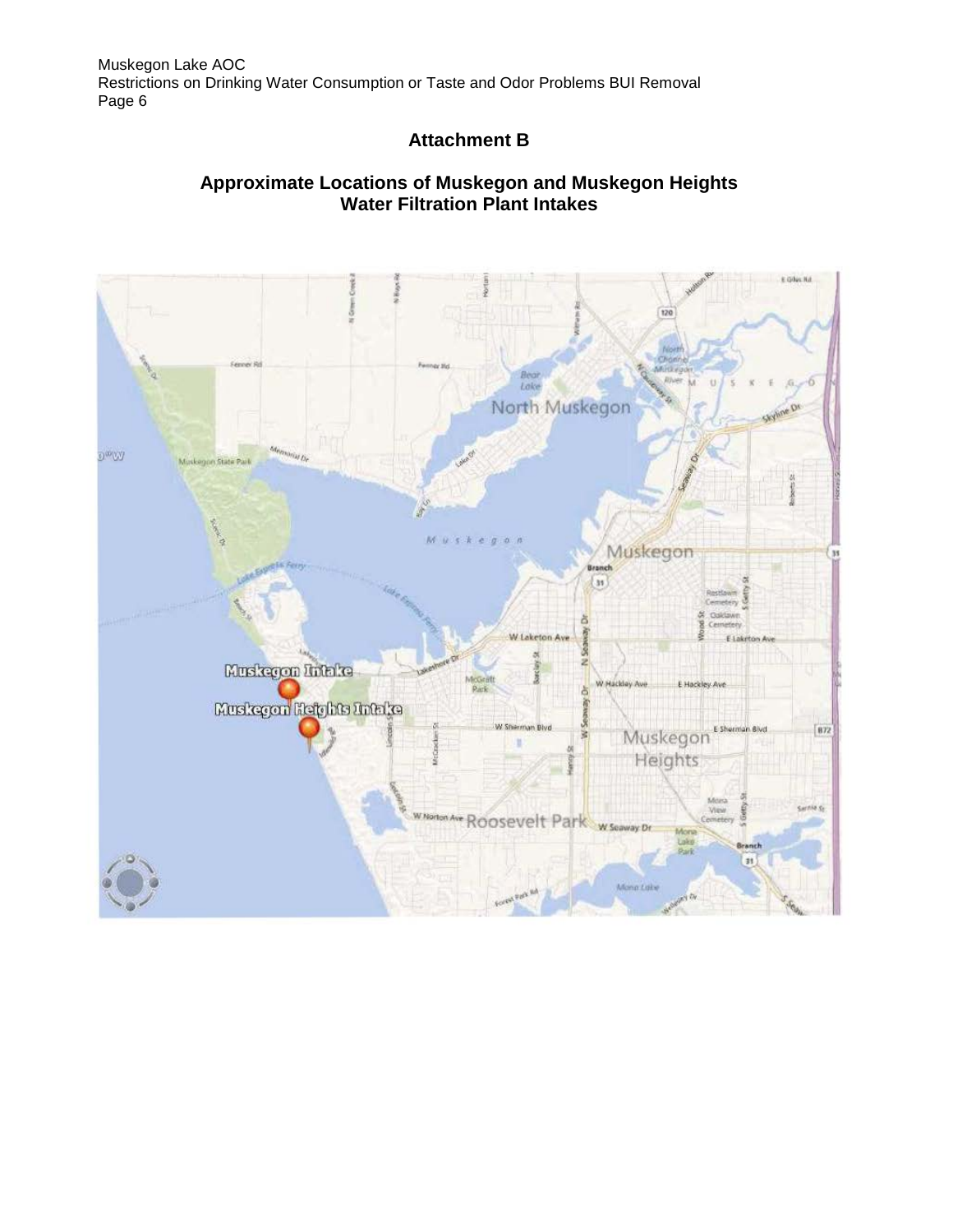## Attachment B

### Approximate Locations of Muskegon and Muskegon Heights Water Filtration Plant Intakes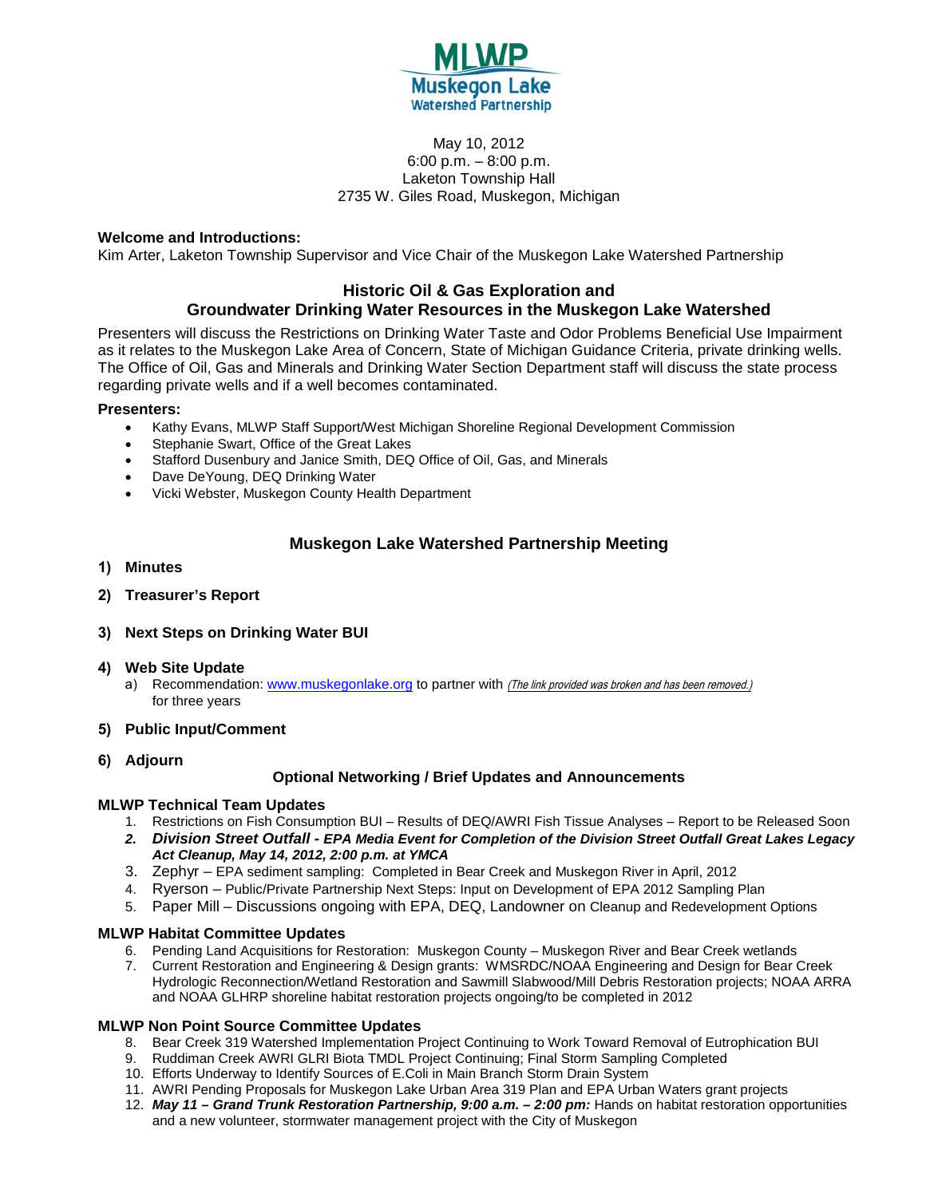MLWP
Muskegon Lake
Watershed Partnership

May 10, 2012
6:00 p.m. – 8:00 p.m.
Laketon Township Hall
2735 W. Giles Road, Muskegon, Michigan

**Welcome and Introductions:**
Kim Arter, Laketon Township Supervisor and Vice Chair of the Muskegon Lake Watershed Partnership

## Historic Oil & Gas Exploration and Groundwater Drinking Water Resources in the Muskegon Lake Watershed

Presenters will discuss the Restrictions on Drinking Water Taste and Odor Problems Beneficial Use Impairment as it relates to the Muskegon Lake Area of Concern, State of Michigan Guidance Criteria, private drinking wells. The Office of Oil, Gas and Minerals and Drinking Water Section Department staff will discuss the state process regarding private wells and if a well becomes contaminated.

**Presenters:**

- Kathy Evans, MLWP Staff Support/West Michigan Shoreline Regional Development Commission
- Stephanie Swart, Office of the Great Lakes
- Stafford Dusenbury and Janice Smith, DEQ Office of Oil, Gas, and Minerals
- Dave DeYoung, DEQ Drinking Water
- Vicki Webster, Muskegon County Health Department

## Muskegon Lake Watershed Partnership Meeting

1) **Minutes**
2) **Treasurer's Report**
3) **Next Steps on Drinking Water BUI**
4) **Web Site Update**
   a) Recommendation: www.muskegonlake.org to partner with *(The link provided was broken and has been removed.)* for three years
5) **Public Input/Comment**
6) **Adjourn**

### Optional Networking / Brief Updates and Announcements

**MLWP Technical Team Updates**

1. Restrictions on Fish Consumption BUI – Results of DEQ/AWRI Fish Tissue Analyses – Report to be Released Soon
2. ***Division Street Outfall - EPA Media Event for Completion of the Division Street Outfall Great Lakes Legacy Act Cleanup, May 14, 2012, 2:00 p.m. at YMCA***
3. Zephyr – EPA sediment sampling: Completed in Bear Creek and Muskegon River in April, 2012
4. Ryerson – Public/Private Partnership Next Steps: Input on Development of EPA 2012 Sampling Plan
5. Paper Mill – Discussions ongoing with EPA, DEQ, Landowner on Cleanup and Redevelopment Options

**MLWP Habitat Committee Updates**

6. Pending Land Acquisitions for Restoration: Muskegon County – Muskegon River and Bear Creek wetlands
7. Current Restoration and Engineering & Design grants: WMSRDC/NOAA Engineering and Design for Bear Creek Hydrologic Reconnection/Wetland Restoration and Sawmill Slabwood/Mill Debris Restoration projects; NOAA ARRA and NOAA GLHRP shoreline habitat restoration projects ongoing/to be completed in 2012

**MLWP Non Point Source Committee Updates**

8. Bear Creek 319 Watershed Implementation Project Continuing to Work Toward Removal of Eutrophication BUI
9. Ruddiman Creek AWRI GLRI Biota TMDL Project Continuing; Final Storm Sampling Completed
10. Efforts Underway to Identify Sources of E.Coli in Main Branch Storm Drain System
11. AWRI Pending Proposals for Muskegon Lake Urban Area 319 Plan and EPA Urban Waters grant projects
12. ***May 11 – Grand Trunk Restoration Partnership, 9:00 a.m. – 2:00 pm:*** Hands on habitat restoration opportunities and a new volunteer, stormwater management project with the City of Muskegon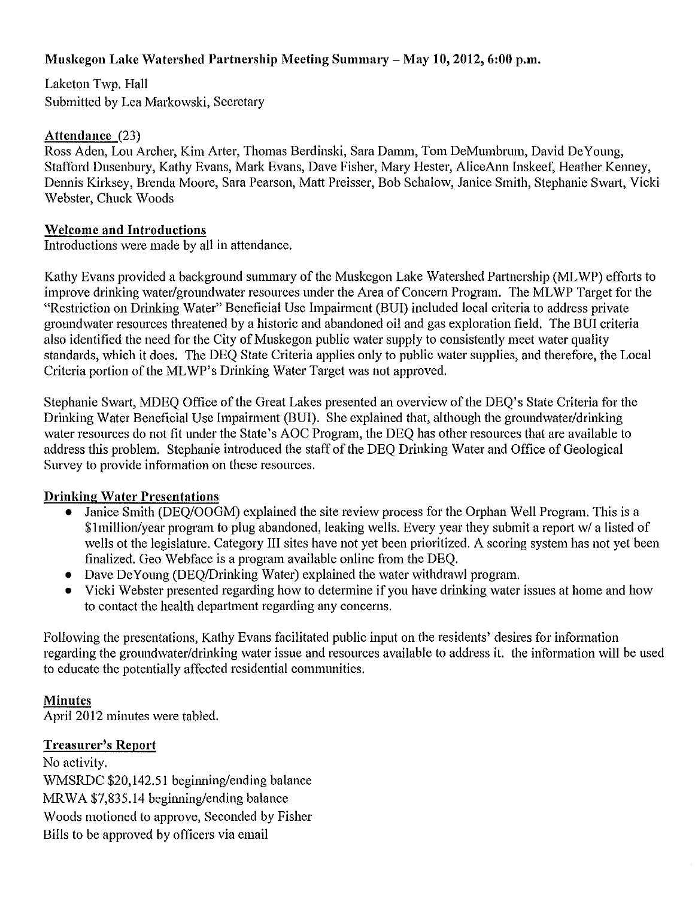**Muskegon Lake Watershed Partnership Meeting Summary – May 10, 2012, 6:00 p.m.**

Laketon Twp. Hall
Submitted by Lea Markowski, Secretary

**Attendance** (23)
Ross Aden, Lou Archer, Kim Arter, Thomas Berdinski, Sara Damm, Tom DeMumbrum, David DeYoung, Stafford Dusenbury, Kathy Evans, Mark Evans, Dave Fisher, Mary Hester, AliceAnn Inskeef, Heather Kenney, Dennis Kirksey, Brenda Moore, Sara Pearson, Matt Preisser, Bob Schalow, Janice Smith, Stephanie Swart, Vicki Webster, Chuck Woods

**Welcome and Introductions**
Introductions were made by all in attendance.

Kathy Evans provided a background summary of the Muskegon Lake Watershed Partnership (MLWP) efforts to improve drinking water/groundwater resources under the Area of Concern Program. The MLWP Target for the "Restriction on Drinking Water" Beneficial Use Impairment (BUI) included local criteria to address private groundwater resources threatened by a historic and abandoned oil and gas exploration field. The BUI criteria also identified the need for the City of Muskegon public water supply to consistently meet water quality standards, which it does. The DEQ State Criteria applies only to public water supplies, and therefore, the Local Criteria portion of the MLWP's Drinking Water Target was not approved.

Stephanie Swart, MDEQ Office of the Great Lakes presented an overview of the DEQ's State Criteria for the Drinking Water Beneficial Use Impairment (BUI). She explained that, although the groundwater/drinking water resources do not fit under the State's AOC Program, the DEQ has other resources that are available to address this problem. Stephanie introduced the staff of the DEQ Drinking Water and Office of Geological Survey to provide information on these resources.

**Drinking Water Presentations**

- Janice Smith (DEQ/OOGM) explained the site review process for the Orphan Well Program. This is a $1million/year program to plug abandoned, leaking wells. Every year they submit a report w/ a listed of wells ot the legislature. Category III sites have not yet been prioritized. A scoring system has not yet been finalized. Geo Webface is a program available online from the DEQ.
- Dave DeYoung (DEQ/Drinking Water) explained the water withdrawl program.
- Vicki Webster presented regarding how to determine if you have drinking water issues at home and how to contact the health department regarding any concerns.

Following the presentations, Kathy Evans facilitated public input on the residents' desires for information regarding the groundwater/drinking water issue and resources available to address it. the information will be used to educate the potentially affected residential communities.

**Minutes**
April 2012 minutes were tabled.

**Treasurer's Report**
No activity.
WMSRDC $20,142.51 beginning/ending balance
MRWA $7,835.14 beginning/ending balance
Woods motioned to approve, Seconded by Fisher
Bills to be approved by officers via email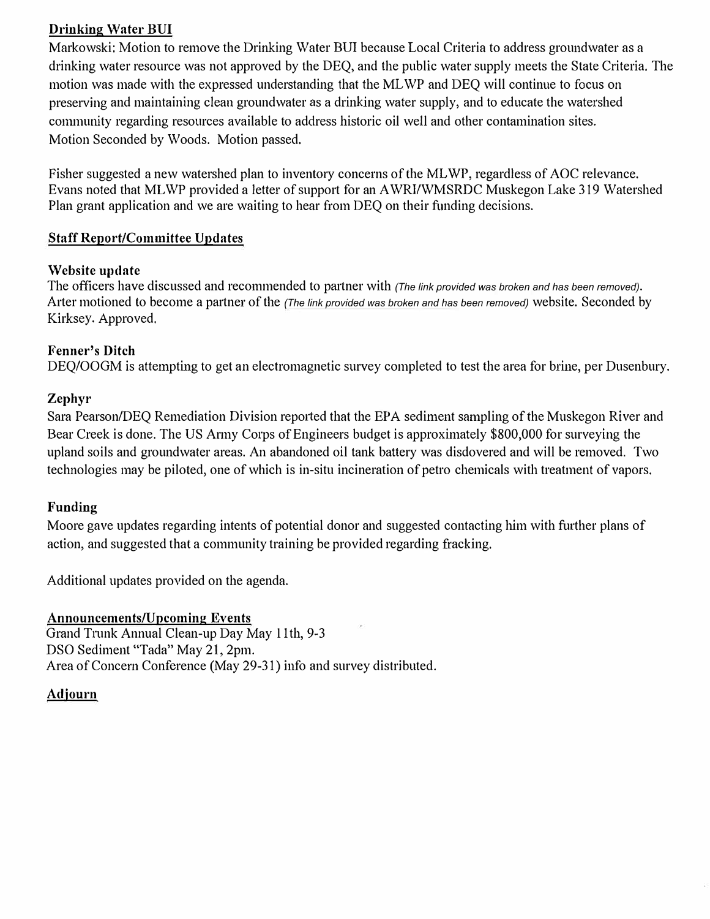## Drinking Water BUI

Markowski: Motion to remove the Drinking Water BUI because Local Criteria to address groundwater as a drinking water resource was not approved by the DEQ, and the public water supply meets the State Criteria. The motion was made with the expressed understanding that the MLWP and DEQ will continue to focus on preserving and maintaining clean groundwater as a drinking water supply, and to educate the watershed community regarding resources available to address historic oil well and other contamination sites. Motion Seconded by Woods. Motion passed.

Fisher suggested a new watershed plan to inventory concerns of the MLWP, regardless of AOC relevance. Evans noted that MLWP provided a letter of support for an AWRI/WMSRDC Muskegon Lake 319 Watershed Plan grant application and we are waiting to hear from DEQ on their funding decisions.

## Staff Report/Committee Updates

### Website update

The officers have discussed and recommended to partner with *(The link provided was broken and has been removed)*. Arter motioned to become a partner of the *(The link provided was broken and has been removed)* website. Seconded by Kirksey. Approved.

### Fenner's Ditch

DEQ/OOGM is attempting to get an electromagnetic survey completed to test the area for brine, per Dusenbury.

### Zephyr

Sara Pearson/DEQ Remediation Division reported that the EPA sediment sampling of the Muskegon River and Bear Creek is done. The US Army Corps of Engineers budget is approximately $800,000 for surveying the upland soils and groundwater areas. An abandoned oil tank battery was disdovered and will be removed. Two technologies may be piloted, one of which is in-situ incineration of petro chemicals with treatment of vapors.

### Funding

Moore gave updates regarding intents of potential donor and suggested contacting him with further plans of action, and suggested that a community training be provided regarding fracking.

Additional updates provided on the agenda.

## Announcements/Upcoming Events

Grand Trunk Annual Clean-up Day May 11th, 9-3
DSO Sediment "Tada" May 21, 2pm.
Area of Concern Conference (May 29-31) info and survey distributed.

## Adjourn